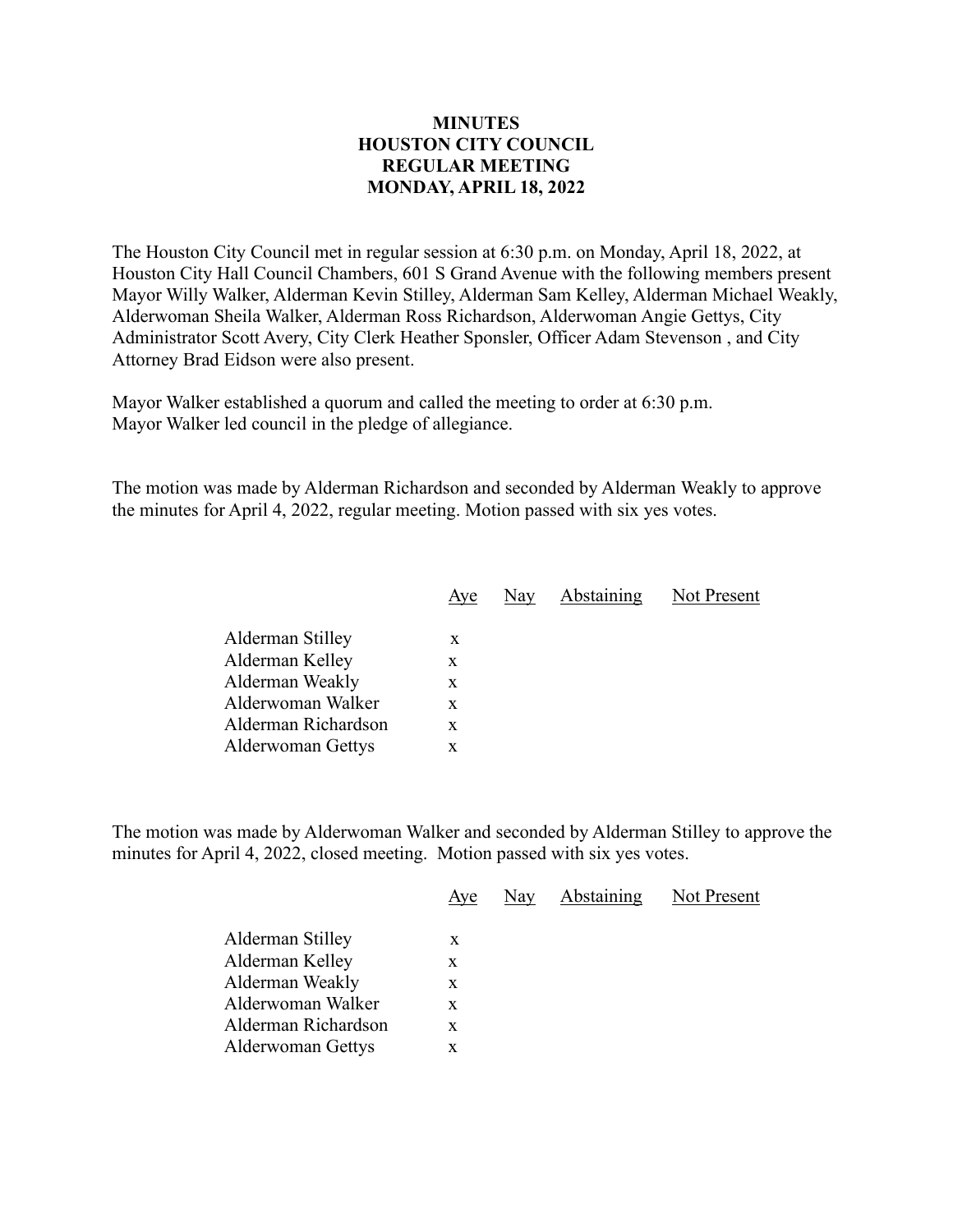# MINUTES
# HOUSTON CITY COUNCIL
# REGULAR MEETING
# MONDAY, APRIL 18, 2022

The Houston City Council met in regular session at 6:30 p.m. on Monday, April 18, 2022, at Houston City Hall Council Chambers, 601 S Grand Avenue with the following members present Mayor Willy Walker, Alderman Kevin Stilley, Alderman Sam Kelley, Alderman Michael Weakly, Alderwoman Sheila Walker, Alderman Ross Richardson, Alderwoman Angie Gettys, City Administrator Scott Avery, City Clerk Heather Sponsler, Officer Adam Stevenson , and City Attorney Brad Eidson were also present.

Mayor Walker established a quorum and called the meeting to order at 6:30 p.m.
Mayor Walker led council in the pledge of allegiance.

The motion was made by Alderman Richardson and seconded by Alderman Weakly to approve the minutes for April 4, 2022, regular meeting. Motion passed with six yes votes.

| | Aye | Nay | Abstaining | Not Present |
|---|---|---|---|---|
| Alderman Stilley | x | | | |
| Alderman Kelley | x | | | |
| Alderman Weakly | x | | | |
| Alderwoman Walker | x | | | |
| Alderman Richardson | x | | | |
| Alderwoman Gettys | x | | | |

The motion was made by Alderwoman Walker and seconded by Alderman Stilley to approve the minutes for April 4, 2022, closed meeting. Motion passed with six yes votes.

| | Aye | Nay | Abstaining | Not Present |
|---|---|---|---|---|
| Alderman Stilley | x | | | |
| Alderman Kelley | x | | | |
| Alderman Weakly | x | | | |
| Alderwoman Walker | x | | | |
| Alderman Richardson | x | | | |
| Alderwoman Gettys | x | | | |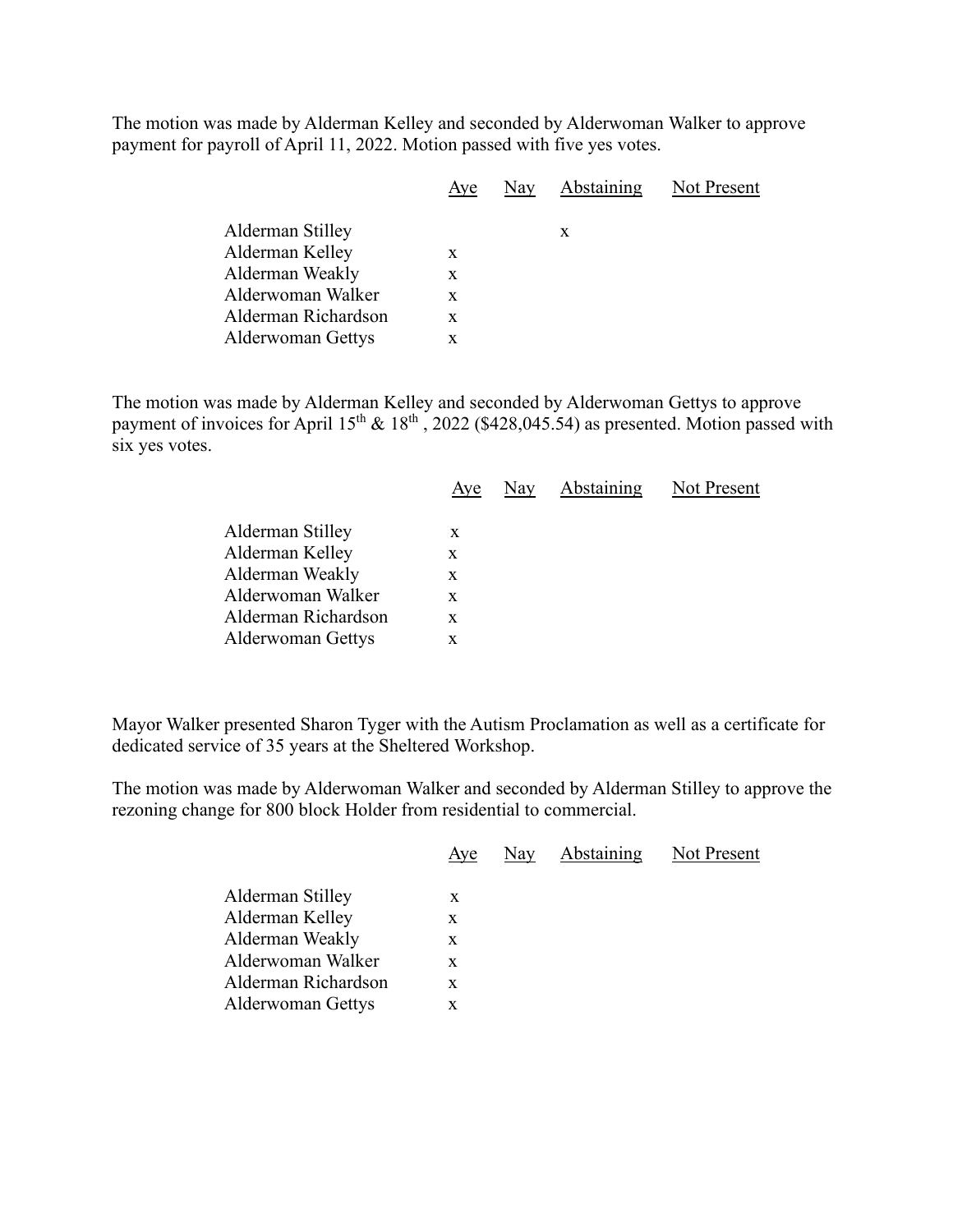The motion was made by Alderman Kelley and seconded by Alderwoman Walker to approve payment for payroll of April 11, 2022. Motion passed with five yes votes.

| | Aye | Nay | Abstaining | Not Present |
|---|---|---|---|---|
| Alderman Stilley | | | x | |
| Alderman Kelley | x | | | |
| Alderman Weakly | x | | | |
| Alderwoman Walker | x | | | |
| Alderman Richardson | x | | | |
| Alderwoman Gettys | x | | | |

The motion was made by Alderman Kelley and seconded by Alderwoman Gettys to approve payment of invoices for April 15th & 18th , 2022 ($428,045.54) as presented. Motion passed with six yes votes.

| | Aye | Nay | Abstaining | Not Present |
|---|---|---|---|---|
| Alderman Stilley | x | | | |
| Alderman Kelley | x | | | |
| Alderman Weakly | x | | | |
| Alderwoman Walker | x | | | |
| Alderman Richardson | x | | | |
| Alderwoman Gettys | x | | | |

Mayor Walker presented Sharon Tyger with the Autism Proclamation as well as a certificate for dedicated service of 35 years at the Sheltered Workshop.

The motion was made by Alderwoman Walker and seconded by Alderman Stilley to approve the rezoning change for 800 block Holder from residential to commercial.

| | Aye | Nay | Abstaining | Not Present |
|---|---|---|---|---|
| Alderman Stilley | x | | | |
| Alderman Kelley | x | | | |
| Alderman Weakly | x | | | |
| Alderwoman Walker | x | | | |
| Alderman Richardson | x | | | |
| Alderwoman Gettys | x | | | |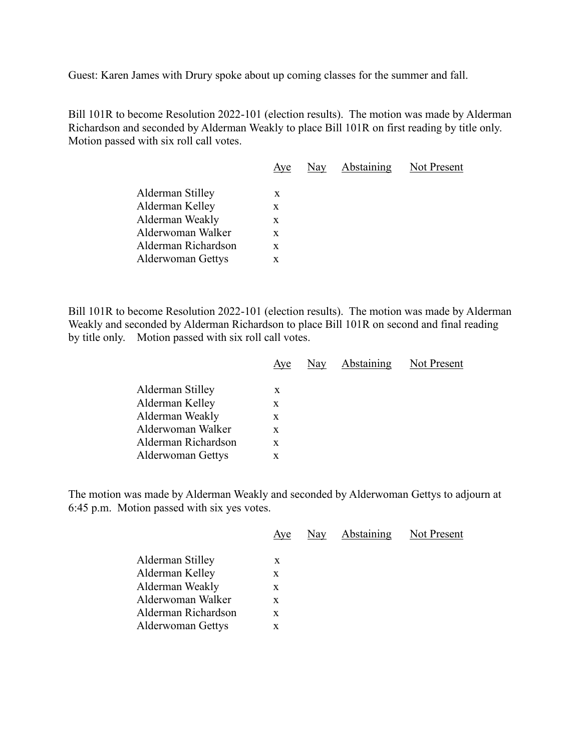Guest: Karen James with Drury spoke about up coming classes for the summer and fall.

Bill 101R to become Resolution 2022-101 (election results). The motion was made by Alderman Richardson and seconded by Alderman Weakly to place Bill 101R on first reading by title only. Motion passed with six roll call votes.

| | Aye | Nay | Abstaining | Not Present |
|---|---|---|---|---|
| Alderman Stilley | x | | | |
| Alderman Kelley | x | | | |
| Alderman Weakly | x | | | |
| Alderwoman Walker | x | | | |
| Alderman Richardson | x | | | |
| Alderwoman Gettys | x | | | |

Bill 101R to become Resolution 2022-101 (election results). The motion was made by Alderman Weakly and seconded by Alderman Richardson to place Bill 101R on second and final reading by title only. Motion passed with six roll call votes.

| | Aye | Nay | Abstaining | Not Present |
|---|---|---|---|---|
| Alderman Stilley | x | | | |
| Alderman Kelley | x | | | |
| Alderman Weakly | x | | | |
| Alderwoman Walker | x | | | |
| Alderman Richardson | x | | | |
| Alderwoman Gettys | x | | | |

The motion was made by Alderman Weakly and seconded by Alderwoman Gettys to adjourn at 6:45 p.m. Motion passed with six yes votes.

| | Aye | Nay | Abstaining | Not Present |
|---|---|---|---|---|
| Alderman Stilley | x | | | |
| Alderman Kelley | x | | | |
| Alderman Weakly | x | | | |
| Alderwoman Walker | x | | | |
| Alderman Richardson | x | | | |
| Alderwoman Gettys | x | | | |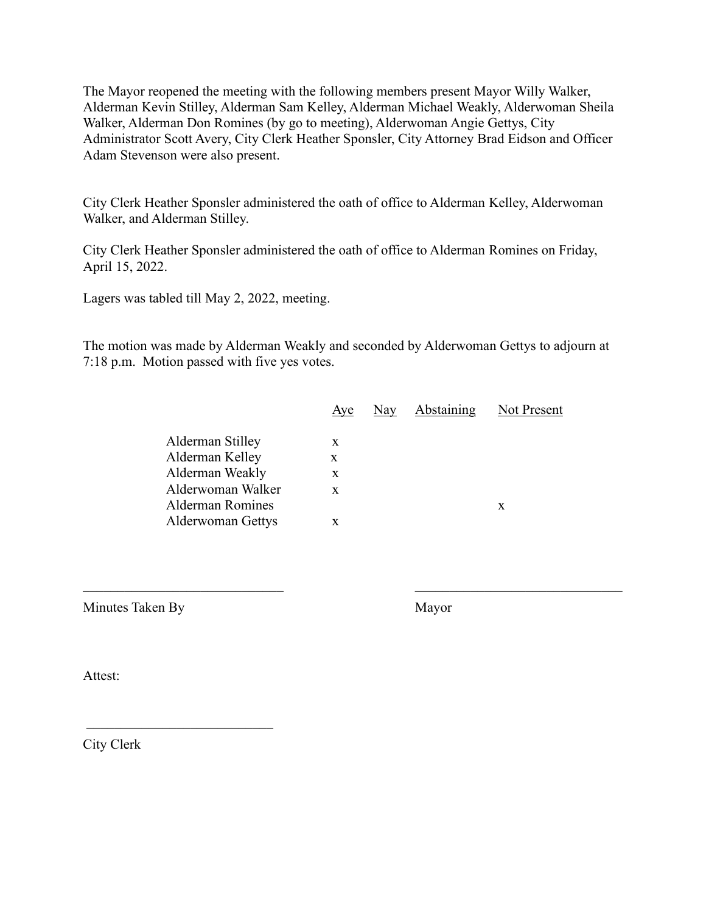The Mayor reopened the meeting with the following members present Mayor Willy Walker, Alderman Kevin Stilley, Alderman Sam Kelley, Alderman Michael Weakly, Alderwoman Sheila Walker, Alderman Don Romines (by go to meeting), Alderwoman Angie Gettys, City Administrator Scott Avery, City Clerk Heather Sponsler, City Attorney Brad Eidson and Officer Adam Stevenson were also present.

City Clerk Heather Sponsler administered the oath of office to Alderman Kelley, Alderwoman Walker, and Alderman Stilley.

City Clerk Heather Sponsler administered the oath of office to Alderman Romines on Friday, April 15, 2022.

Lagers was tabled till May 2, 2022, meeting.

The motion was made by Alderman Weakly and seconded by Alderwoman Gettys to adjourn at 7:18 p.m. Motion passed with five yes votes.

| | Aye | Nay | Abstaining | Not Present |
|---|---|---|---|---|
| Alderman Stilley | x | | | |
| Alderman Kelley | x | | | |
| Alderman Weakly | x | | | |
| Alderwoman Walker | x | | | |
| Alderman Romines | | | | x |
| Alderwoman Gettys | x | | | |

______________________________ ______________________________

Minutes Taken By Mayor

Attest:

______________________________

City Clerk